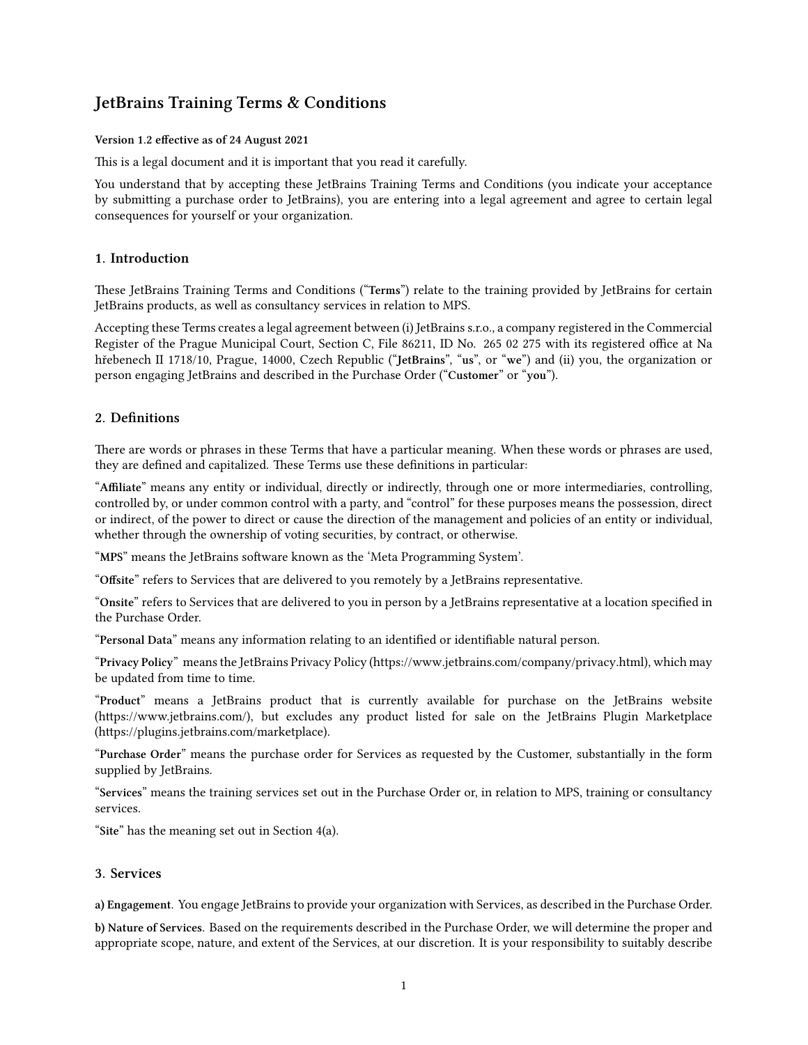# JetBrains Training Terms & Conditions

**Version 1.2 effective as of 24 August 2021**

This is a legal document and it is important that you read it carefully.

You understand that by accepting these JetBrains Training Terms and Conditions (you indicate your acceptance by submitting a purchase order to JetBrains), you are entering into a legal agreement and agree to certain legal consequences for yourself or your organization.

## 1. Introduction

These JetBrains Training Terms and Conditions ("**Terms**") relate to the training provided by JetBrains for certain JetBrains products, as well as consultancy services in relation to MPS.

Accepting these Terms creates a legal agreement between (i) JetBrains s.r.o., a company registered in the Commercial Register of the Prague Municipal Court, Section C, File 86211, ID No. 265 02 275 with its registered office at Na hřebenech II 1718/10, Prague, 14000, Czech Republic ("**JetBrains**", "**us**", or "**we**") and (ii) you, the organization or person engaging JetBrains and described in the Purchase Order ("**Customer**" or "**you**").

## 2. Definitions

There are words or phrases in these Terms that have a particular meaning. When these words or phrases are used, they are defined and capitalized. These Terms use these definitions in particular:

"**Affiliate**" means any entity or individual, directly or indirectly, through one or more intermediaries, controlling, controlled by, or under common control with a party, and "control" for these purposes means the possession, direct or indirect, of the power to direct or cause the direction of the management and policies of an entity or individual, whether through the ownership of voting securities, by contract, or otherwise.

"**MPS**" means the JetBrains software known as the 'Meta Programming System'.

"**Offsite**" refers to Services that are delivered to you remotely by a JetBrains representative.

"**Onsite**" refers to Services that are delivered to you in person by a JetBrains representative at a location specified in the Purchase Order.

"**Personal Data**" means any information relating to an identified or identifiable natural person.

"**Privacy Policy**" means the JetBrains Privacy Policy (https://www.jetbrains.com/company/privacy.html), which may be updated from time to time.

"**Product**" means a JetBrains product that is currently available for purchase on the JetBrains website (https://www.jetbrains.com/), but excludes any product listed for sale on the JetBrains Plugin Marketplace (https://plugins.jetbrains.com/marketplace).

"**Purchase Order**" means the purchase order for Services as requested by the Customer, substantially in the form supplied by JetBrains.

"**Services**" means the training services set out in the Purchase Order or, in relation to MPS, training or consultancy services.

"**Site**" has the meaning set out in Section 4(a).

## 3. Services

**a) Engagement**. You engage JetBrains to provide your organization with Services, as described in the Purchase Order.

**b) Nature of Services**. Based on the requirements described in the Purchase Order, we will determine the proper and appropriate scope, nature, and extent of the Services, at our discretion. It is your responsibility to suitably describe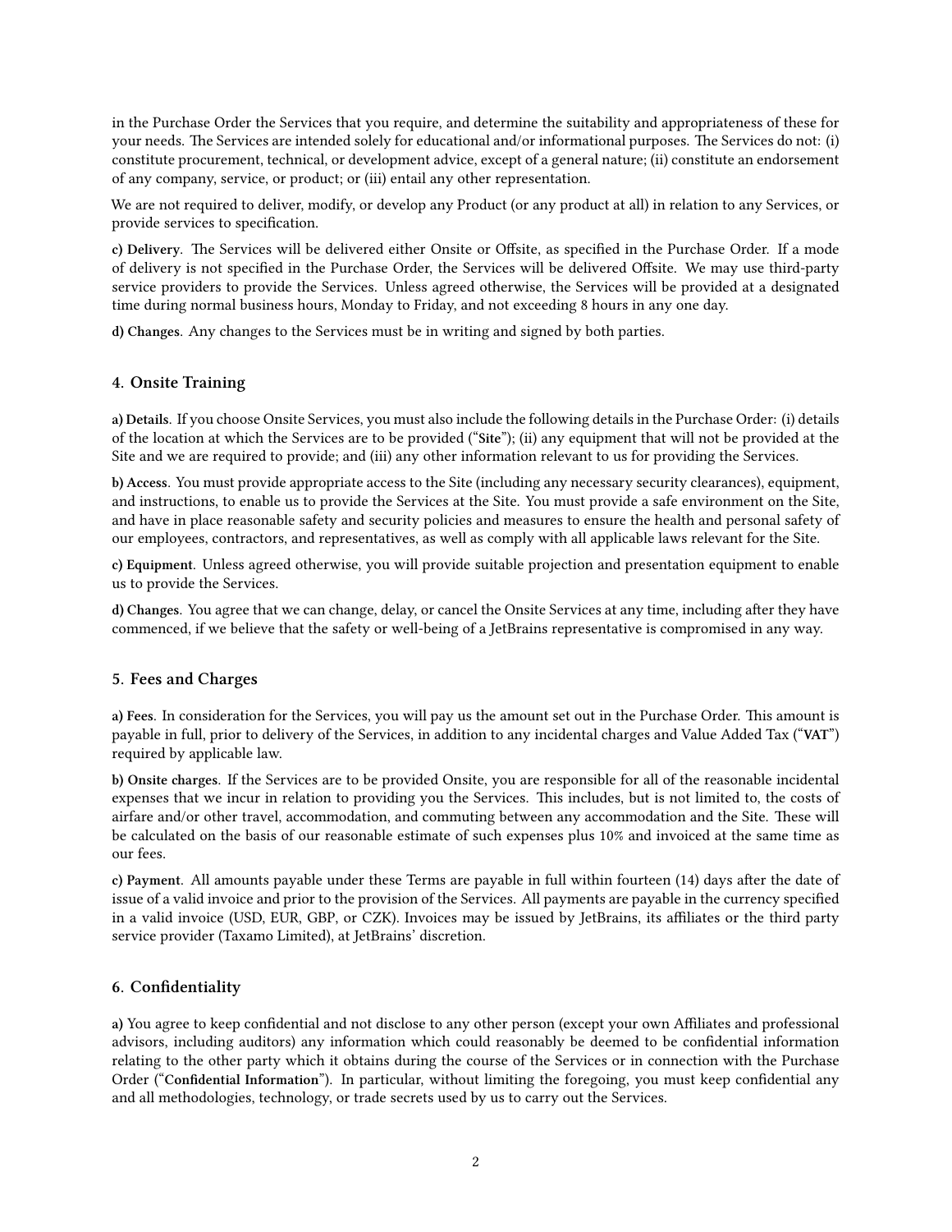in the Purchase Order the Services that you require, and determine the suitability and appropriateness of these for your needs. The Services are intended solely for educational and/or informational purposes. The Services do not: (i) constitute procurement, technical, or development advice, except of a general nature; (ii) constitute an endorsement of any company, service, or product; or (iii) entail any other representation.

We are not required to deliver, modify, or develop any Product (or any product at all) in relation to any Services, or provide services to specification.

**c) Delivery**. The Services will be delivered either Onsite or Offsite, as specified in the Purchase Order. If a mode of delivery is not specified in the Purchase Order, the Services will be delivered Offsite. We may use third-party service providers to provide the Services. Unless agreed otherwise, the Services will be provided at a designated time during normal business hours, Monday to Friday, and not exceeding 8 hours in any one day.

**d) Changes**. Any changes to the Services must be in writing and signed by both parties.

## 4. Onsite Training

**a) Details**. If you choose Onsite Services, you must also include the following details in the Purchase Order: (i) details of the location at which the Services are to be provided ("**Site**"); (ii) any equipment that will not be provided at the Site and we are required to provide; and (iii) any other information relevant to us for providing the Services.

**b) Access**. You must provide appropriate access to the Site (including any necessary security clearances), equipment, and instructions, to enable us to provide the Services at the Site. You must provide a safe environment on the Site, and have in place reasonable safety and security policies and measures to ensure the health and personal safety of our employees, contractors, and representatives, as well as comply with all applicable laws relevant for the Site.

**c) Equipment**. Unless agreed otherwise, you will provide suitable projection and presentation equipment to enable us to provide the Services.

**d) Changes**. You agree that we can change, delay, or cancel the Onsite Services at any time, including after they have commenced, if we believe that the safety or well-being of a JetBrains representative is compromised in any way.

## 5. Fees and Charges

**a) Fees**. In consideration for the Services, you will pay us the amount set out in the Purchase Order. This amount is payable in full, prior to delivery of the Services, in addition to any incidental charges and Value Added Tax ("**VAT**") required by applicable law.

**b) Onsite charges**. If the Services are to be provided Onsite, you are responsible for all of the reasonable incidental expenses that we incur in relation to providing you the Services. This includes, but is not limited to, the costs of airfare and/or other travel, accommodation, and commuting between any accommodation and the Site. These will be calculated on the basis of our reasonable estimate of such expenses plus 10% and invoiced at the same time as our fees.

**c) Payment**. All amounts payable under these Terms are payable in full within fourteen (14) days after the date of issue of a valid invoice and prior to the provision of the Services. All payments are payable in the currency specified in a valid invoice (USD, EUR, GBP, or CZK). Invoices may be issued by JetBrains, its affiliates or the third party service provider (Taxamo Limited), at JetBrains' discretion.

## 6. Confidentiality

**a)** You agree to keep confidential and not disclose to any other person (except your own Affiliates and professional advisors, including auditors) any information which could reasonably be deemed to be confidential information relating to the other party which it obtains during the course of the Services or in connection with the Purchase Order ("**Confidential Information**"). In particular, without limiting the foregoing, you must keep confidential any and all methodologies, technology, or trade secrets used by us to carry out the Services.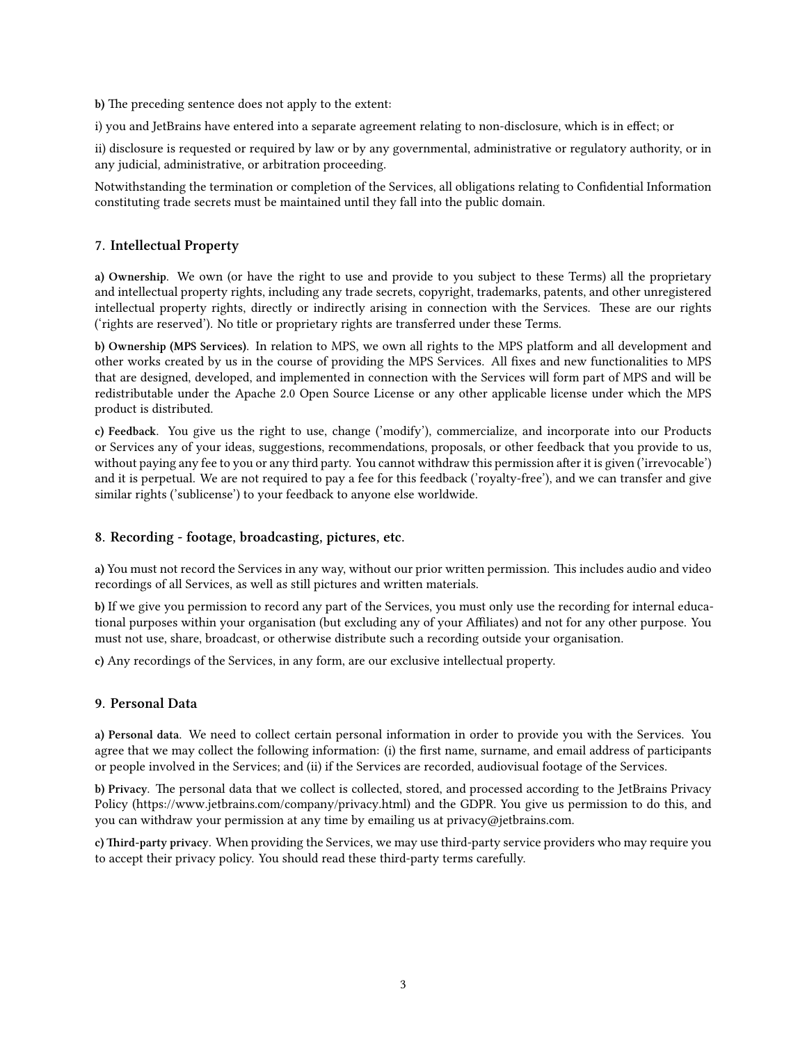**b)** The preceding sentence does not apply to the extent:

i) you and JetBrains have entered into a separate agreement relating to non-disclosure, which is in effect; or

ii) disclosure is requested or required by law or by any governmental, administrative or regulatory authority, or in any judicial, administrative, or arbitration proceeding.

Notwithstanding the termination or completion of the Services, all obligations relating to Confidential Information constituting trade secrets must be maintained until they fall into the public domain.

## 7. Intellectual Property

**a) Ownership**. We own (or have the right to use and provide to you subject to these Terms) all the proprietary and intellectual property rights, including any trade secrets, copyright, trademarks, patents, and other unregistered intellectual property rights, directly or indirectly arising in connection with the Services. These are our rights ('rights are reserved'). No title or proprietary rights are transferred under these Terms.

**b) Ownership (MPS Services)**. In relation to MPS, we own all rights to the MPS platform and all development and other works created by us in the course of providing the MPS Services. All fixes and new functionalities to MPS that are designed, developed, and implemented in connection with the Services will form part of MPS and will be redistributable under the Apache 2.0 Open Source License or any other applicable license under which the MPS product is distributed.

**c) Feedback**. You give us the right to use, change ('modify'), commercialize, and incorporate into our Products or Services any of your ideas, suggestions, recommendations, proposals, or other feedback that you provide to us, without paying any fee to you or any third party. You cannot withdraw this permission after it is given ('irrevocable') and it is perpetual. We are not required to pay a fee for this feedback ('royalty-free'), and we can transfer and give similar rights ('sublicense') to your feedback to anyone else worldwide.

## 8. Recording - footage, broadcasting, pictures, etc.

**a)** You must not record the Services in any way, without our prior written permission. This includes audio and video recordings of all Services, as well as still pictures and written materials.

**b)** If we give you permission to record any part of the Services, you must only use the recording for internal educational purposes within your organisation (but excluding any of your Affiliates) and not for any other purpose. You must not use, share, broadcast, or otherwise distribute such a recording outside your organisation.

**c)** Any recordings of the Services, in any form, are our exclusive intellectual property.

## 9. Personal Data

**a) Personal data**. We need to collect certain personal information in order to provide you with the Services. You agree that we may collect the following information: (i) the first name, surname, and email address of participants or people involved in the Services; and (ii) if the Services are recorded, audiovisual footage of the Services.

**b) Privacy**. The personal data that we collect is collected, stored, and processed according to the JetBrains Privacy Policy (https://www.jetbrains.com/company/privacy.html) and the GDPR. You give us permission to do this, and you can withdraw your permission at any time by emailing us at privacy@jetbrains.com.

**c) Third-party privacy**. When providing the Services, we may use third-party service providers who may require you to accept their privacy policy. You should read these third-party terms carefully.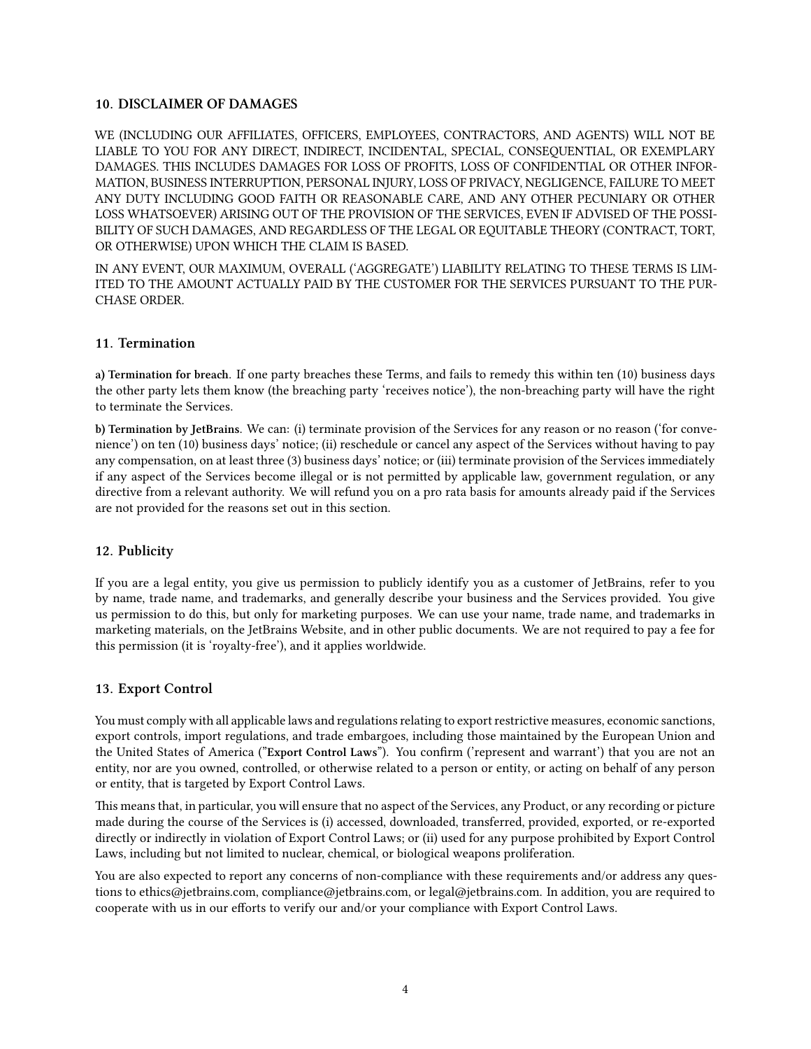## 10. DISCLAIMER OF DAMAGES

WE (INCLUDING OUR AFFILIATES, OFFICERS, EMPLOYEES, CONTRACTORS, AND AGENTS) WILL NOT BE LIABLE TO YOU FOR ANY DIRECT, INDIRECT, INCIDENTAL, SPECIAL, CONSEQUENTIAL, OR EXEMPLARY DAMAGES. THIS INCLUDES DAMAGES FOR LOSS OF PROFITS, LOSS OF CONFIDENTIAL OR OTHER INFORMATION, BUSINESS INTERRUPTION, PERSONAL INJURY, LOSS OF PRIVACY, NEGLIGENCE, FAILURE TO MEET ANY DUTY INCLUDING GOOD FAITH OR REASONABLE CARE, AND ANY OTHER PECUNIARY OR OTHER LOSS WHATSOEVER) ARISING OUT OF THE PROVISION OF THE SERVICES, EVEN IF ADVISED OF THE POSSIBILITY OF SUCH DAMAGES, AND REGARDLESS OF THE LEGAL OR EQUITABLE THEORY (CONTRACT, TORT, OR OTHERWISE) UPON WHICH THE CLAIM IS BASED.

IN ANY EVENT, OUR MAXIMUM, OVERALL ('AGGREGATE') LIABILITY RELATING TO THESE TERMS IS LIMITED TO THE AMOUNT ACTUALLY PAID BY THE CUSTOMER FOR THE SERVICES PURSUANT TO THE PURCHASE ORDER.

## 11. Termination

**a) Termination for breach**. If one party breaches these Terms, and fails to remedy this within ten (10) business days the other party lets them know (the breaching party 'receives notice'), the non-breaching party will have the right to terminate the Services.

**b) Termination by JetBrains**. We can: (i) terminate provision of the Services for any reason or no reason ('for convenience') on ten (10) business days' notice; (ii) reschedule or cancel any aspect of the Services without having to pay any compensation, on at least three (3) business days' notice; or (iii) terminate provision of the Services immediately if any aspect of the Services become illegal or is not permitted by applicable law, government regulation, or any directive from a relevant authority. We will refund you on a pro rata basis for amounts already paid if the Services are not provided for the reasons set out in this section.

## 12. Publicity

If you are a legal entity, you give us permission to publicly identify you as a customer of JetBrains, refer to you by name, trade name, and trademarks, and generally describe your business and the Services provided. You give us permission to do this, but only for marketing purposes. We can use your name, trade name, and trademarks in marketing materials, on the JetBrains Website, and in other public documents. We are not required to pay a fee for this permission (it is 'royalty-free'), and it applies worldwide.

## 13. Export Control

You must comply with all applicable laws and regulations relating to export restrictive measures, economic sanctions, export controls, import regulations, and trade embargoes, including those maintained by the European Union and the United States of America ("**Export Control Laws**"). You confirm ('represent and warrant') that you are not an entity, nor are you owned, controlled, or otherwise related to a person or entity, or acting on behalf of any person or entity, that is targeted by Export Control Laws.

This means that, in particular, you will ensure that no aspect of the Services, any Product, or any recording or picture made during the course of the Services is (i) accessed, downloaded, transferred, provided, exported, or re-exported directly or indirectly in violation of Export Control Laws; or (ii) used for any purpose prohibited by Export Control Laws, including but not limited to nuclear, chemical, or biological weapons proliferation.

You are also expected to report any concerns of non-compliance with these requirements and/or address any questions to ethics@jetbrains.com, compliance@jetbrains.com, or legal@jetbrains.com. In addition, you are required to cooperate with us in our efforts to verify our and/or your compliance with Export Control Laws.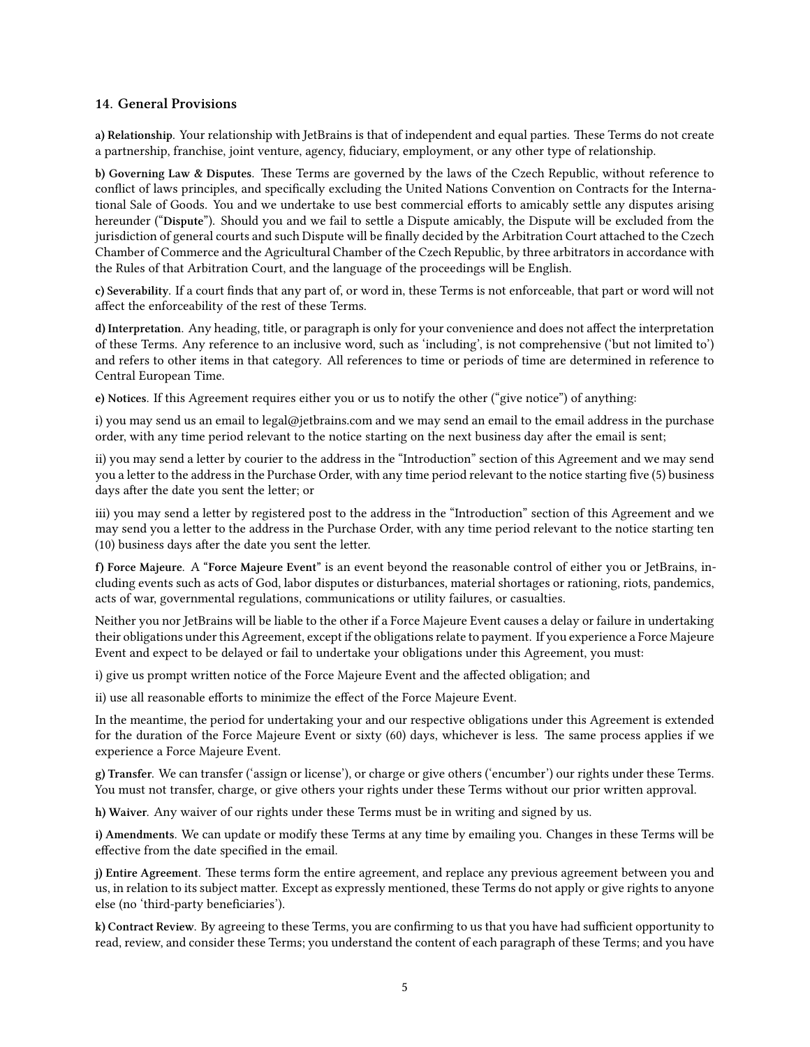### 14. General Provisions

**a) Relationship**. Your relationship with JetBrains is that of independent and equal parties. These Terms do not create a partnership, franchise, joint venture, agency, fiduciary, employment, or any other type of relationship.

**b) Governing Law & Disputes**. These Terms are governed by the laws of the Czech Republic, without reference to conflict of laws principles, and specifically excluding the United Nations Convention on Contracts for the International Sale of Goods. You and we undertake to use best commercial efforts to amicably settle any disputes arising hereunder ("**Dispute**"). Should you and we fail to settle a Dispute amicably, the Dispute will be excluded from the jurisdiction of general courts and such Dispute will be finally decided by the Arbitration Court attached to the Czech Chamber of Commerce and the Agricultural Chamber of the Czech Republic, by three arbitrators in accordance with the Rules of that Arbitration Court, and the language of the proceedings will be English.

**c) Severability**. If a court finds that any part of, or word in, these Terms is not enforceable, that part or word will not affect the enforceability of the rest of these Terms.

**d) Interpretation**. Any heading, title, or paragraph is only for your convenience and does not affect the interpretation of these Terms. Any reference to an inclusive word, such as 'including', is not comprehensive ('but not limited to') and refers to other items in that category. All references to time or periods of time are determined in reference to Central European Time.

**e) Notices**. If this Agreement requires either you or us to notify the other ("give notice") of anything:

i) you may send us an email to legal@jetbrains.com and we may send an email to the email address in the purchase order, with any time period relevant to the notice starting on the next business day after the email is sent;

ii) you may send a letter by courier to the address in the "Introduction" section of this Agreement and we may send you a letter to the address in the Purchase Order, with any time period relevant to the notice starting five (5) business days after the date you sent the letter; or

iii) you may send a letter by registered post to the address in the "Introduction" section of this Agreement and we may send you a letter to the address in the Purchase Order, with any time period relevant to the notice starting ten (10) business days after the date you sent the letter.

**f) Force Majeure**. A "**Force Majeure Event**" is an event beyond the reasonable control of either you or JetBrains, including events such as acts of God, labor disputes or disturbances, material shortages or rationing, riots, pandemics, acts of war, governmental regulations, communications or utility failures, or casualties.

Neither you nor JetBrains will be liable to the other if a Force Majeure Event causes a delay or failure in undertaking their obligations under this Agreement, except if the obligations relate to payment. If you experience a Force Majeure Event and expect to be delayed or fail to undertake your obligations under this Agreement, you must:

i) give us prompt written notice of the Force Majeure Event and the affected obligation; and

ii) use all reasonable efforts to minimize the effect of the Force Majeure Event.

In the meantime, the period for undertaking your and our respective obligations under this Agreement is extended for the duration of the Force Majeure Event or sixty (60) days, whichever is less. The same process applies if we experience a Force Majeure Event.

**g) Transfer**. We can transfer ('assign or license'), or charge or give others ('encumber') our rights under these Terms. You must not transfer, charge, or give others your rights under these Terms without our prior written approval.

**h) Waiver**. Any waiver of our rights under these Terms must be in writing and signed by us.

**i) Amendments**. We can update or modify these Terms at any time by emailing you. Changes in these Terms will be effective from the date specified in the email.

**j) Entire Agreement**. These terms form the entire agreement, and replace any previous agreement between you and us, in relation to its subject matter. Except as expressly mentioned, these Terms do not apply or give rights to anyone else (no 'third-party beneficiaries').

**k) Contract Review**. By agreeing to these Terms, you are confirming to us that you have had sufficient opportunity to read, review, and consider these Terms; you understand the content of each paragraph of these Terms; and you have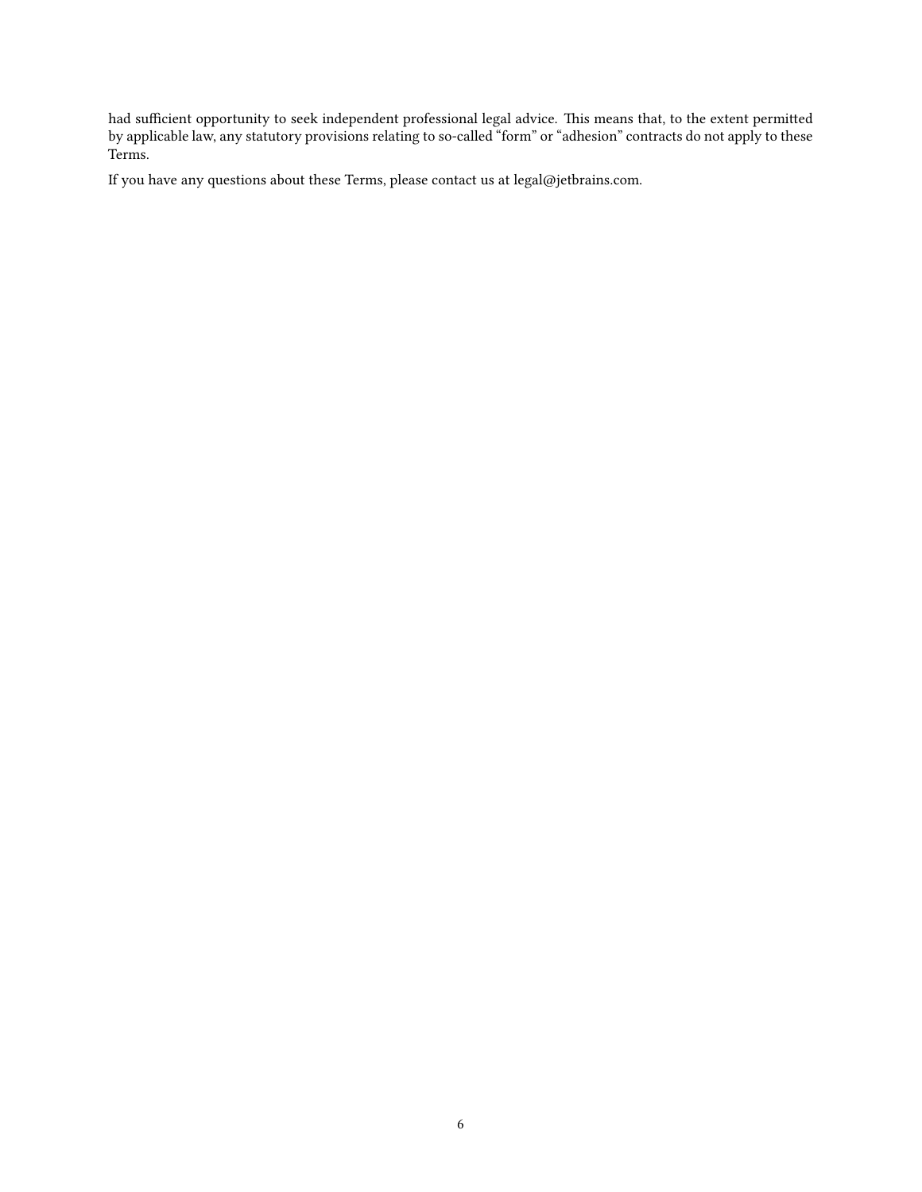had sufficient opportunity to seek independent professional legal advice. This means that, to the extent permitted by applicable law, any statutory provisions relating to so-called "form" or "adhesion" contracts do not apply to these Terms.

If you have any questions about these Terms, please contact us at legal@jetbrains.com.